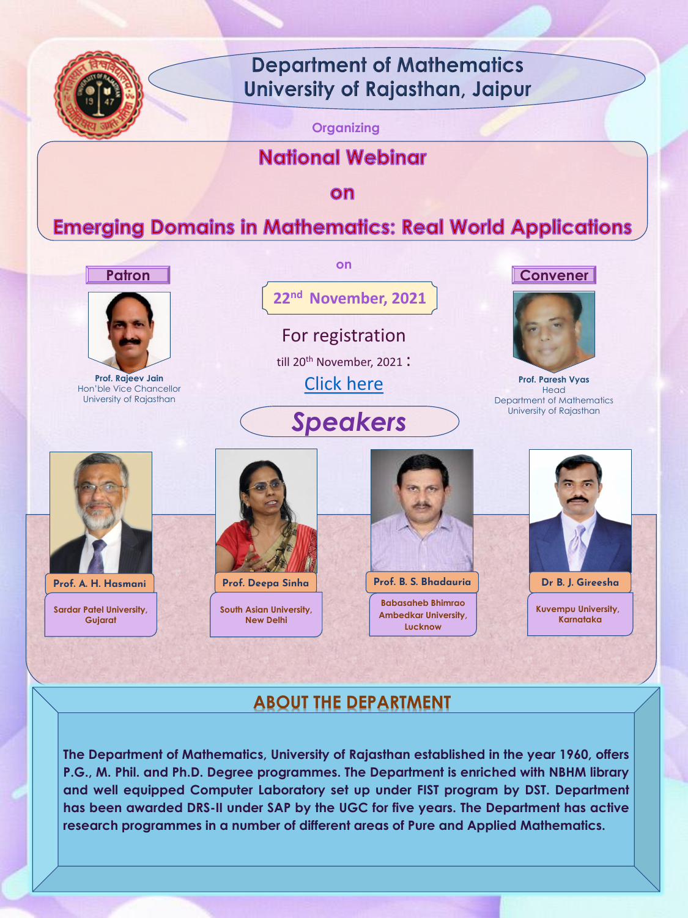# Department of Mathematics
# University of Rajasthan, Jaipur

Organizing

## National Webinar

on

## Emerging Domains in Mathematics: Real World Applications

on

**22nd November, 2021**

For registration

till 20th November, 2021 :

Click here

### Patron

**Prof. Rajeev Jain**
Hon'ble Vice Chancellor
University of Rajasthan

### Convener

**Prof. Paresh Vyas**
Head
Department of Mathematics
University of Rajasthan

## Speakers

**Prof. A. H. Hasmani**
Sardar Patel University, Gujarat

**Prof. Deepa Sinha**
South Asian University, New Delhi

**Prof. B. S. Bhadauria**
Babasaheb Bhimrao Ambedkar University, Lucknow

**Dr B. J. Gireesha**
Kuvempu University, Karnataka

## ABOUT THE DEPARTMENT

**The Department of Mathematics, University of Rajasthan established in the year 1960, offers P.G., M. Phil. and Ph.D. Degree programmes. The Department is enriched with NBHM library and well equipped Computer Laboratory set up under FIST program by DST. Department has been awarded DRS-II under SAP by the UGC for five years. The Department has active research programmes in a number of different areas of Pure and Applied Mathematics.**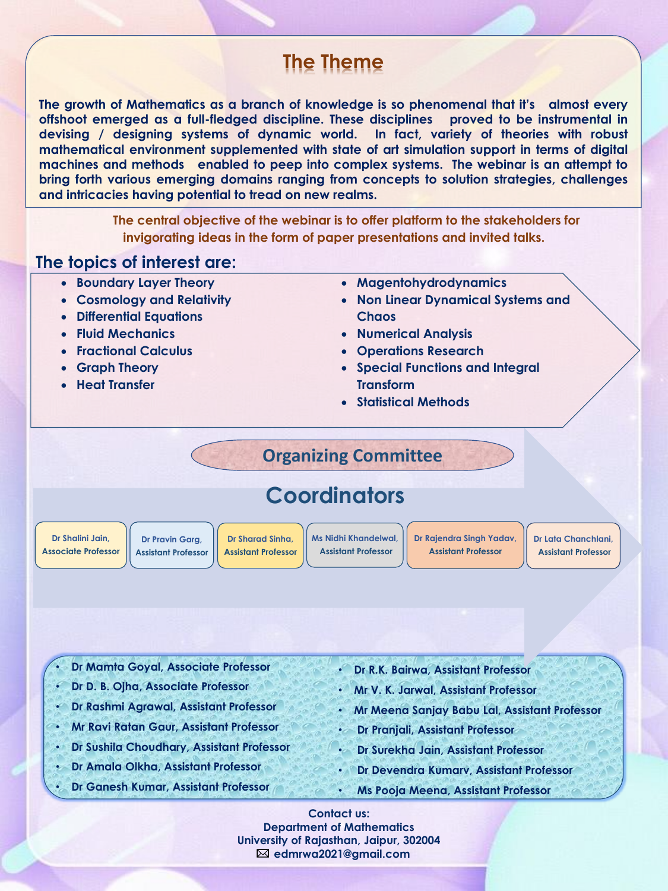## The Theme

**The growth of Mathematics as a branch of knowledge is so phenomenal that it's almost every offshoot emerged as a full-fledged discipline. These disciplines proved to be instrumental in devising / designing systems of dynamic world. In fact, variety of theories with robust mathematical environment supplemented with state of art simulation support in terms of digital machines and methods enabled to peep into complex systems. The webinar is an attempt to bring forth various emerging domains ranging from concepts to solution strategies, challenges and intricacies having potential to tread on new realms.**

**The central objective of the webinar is to offer platform to the stakeholders for invigorating ideas in the form of paper presentations and invited talks.**

### The topics of interest are:

- Boundary Layer Theory
- Cosmology and Relativity
- Differential Equations
- Fluid Mechanics
- Fractional Calculus
- Graph Theory
- Heat Transfer
- Magentohydrodynamics
- Non Linear Dynamical Systems and Chaos
- Numerical Analysis
- Operations Research
- Special Functions and Integral Transform
- Statistical Methods

## Organizing Committee

### Coordinators

- Dr Shalini Jain, Associate Professor
- Dr Pravin Garg, Assistant Professor
- Dr Sharad Sinha, Assistant Professor
- Ms Nidhi Khandelwal, Assistant Professor
- Dr Rajendra Singh Yadav, Assistant Professor
- Dr Lata Chanchlani, Assistant Professor

---

- Dr Mamta Goyal, Associate Professor
- Dr D. B. Ojha, Associate Professor
- Dr Rashmi Agrawal, Assistant Professor
- Mr Ravi Ratan Gaur, Assistant Professor
- Dr Sushila Choudhary, Assistant Professor
- Dr Amala Olkha, Assistant Professor
- Dr Ganesh Kumar, Assistant Professor
- Dr R.K. Bairwa, Assistant Professor
- Mr V. K. Jarwal, Assistant Professor
- Mr Meena Sanjay Babu Lal, Assistant Professor
- Dr Pranjali, Assistant Professor
- Dr Surekha Jain, Assistant Professor
- Dr Devendra Kumarv, Assistant Professor
- Ms Pooja Meena, Assistant Professor

**Contact us:**
**Department of Mathematics**
**University of Rajasthan, Jaipur, 302004**
**✉ edmrwa2021@gmail.com**